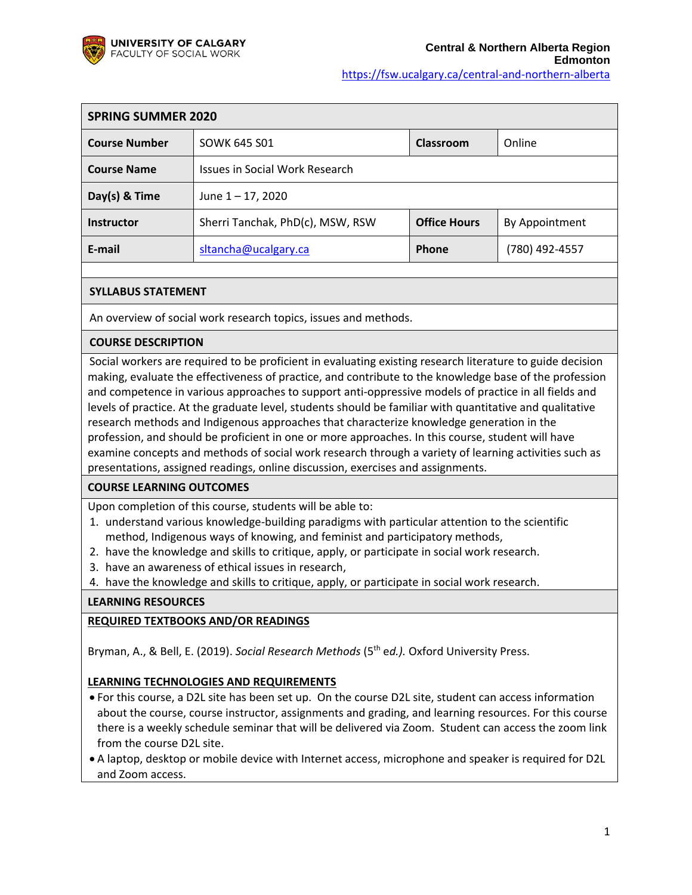**UNIVERSITY OF CALGARY**
FACULTY OF SOCIAL WORK

**Central & Northern Alberta Region**
**Edmonton**
https://fsw.ucalgary.ca/central-and-northern-alberta

| **SPRING SUMMER 2020** | | | |
|---|---|---|---|
| **Course Number** | SOWK 645 S01 | **Classroom** | Online |
| **Course Name** | Issues in Social Work Research | | |
| **Day(s) & Time** | June 1 – 17, 2020 | | |
| **Instructor** | Sherri Tanchak, PhD(c), MSW, RSW | **Office Hours** | By Appointment |
| **E-mail** | sltancha@ucalgary.ca | **Phone** | (780) 492-4557 |

## SYLLABUS STATEMENT

An overview of social work research topics, issues and methods.

## COURSE DESCRIPTION

Social workers are required to be proficient in evaluating existing research literature to guide decision making, evaluate the effectiveness of practice, and contribute to the knowledge base of the profession and competence in various approaches to support anti-oppressive models of practice in all fields and levels of practice. At the graduate level, students should be familiar with quantitative and qualitative research methods and Indigenous approaches that characterize knowledge generation in the profession, and should be proficient in one or more approaches. In this course, student will have examine concepts and methods of social work research through a variety of learning activities such as presentations, assigned readings, online discussion, exercises and assignments.

## COURSE LEARNING OUTCOMES

Upon completion of this course, students will be able to:

1. understand various knowledge-building paradigms with particular attention to the scientific method, Indigenous ways of knowing, and feminist and participatory methods,
2. have the knowledge and skills to critique, apply, or participate in social work research.
3. have an awareness of ethical issues in research,
4. have the knowledge and skills to critique, apply, or participate in social work research.

## LEARNING RESOURCES

### REQUIRED TEXTBOOKS AND/OR READINGS

Bryman, A., & Bell, E. (2019). *Social Research Methods* (5th *ed.).* Oxford University Press.

### LEARNING TECHNOLOGIES AND REQUIREMENTS

- For this course, a D2L site has been set up. On the course D2L site, student can access information about the course, course instructor, assignments and grading, and learning resources. For this course there is a weekly schedule seminar that will be delivered via Zoom. Student can access the zoom link from the course D2L site.
- A laptop, desktop or mobile device with Internet access, microphone and speaker is required for D2L and Zoom access.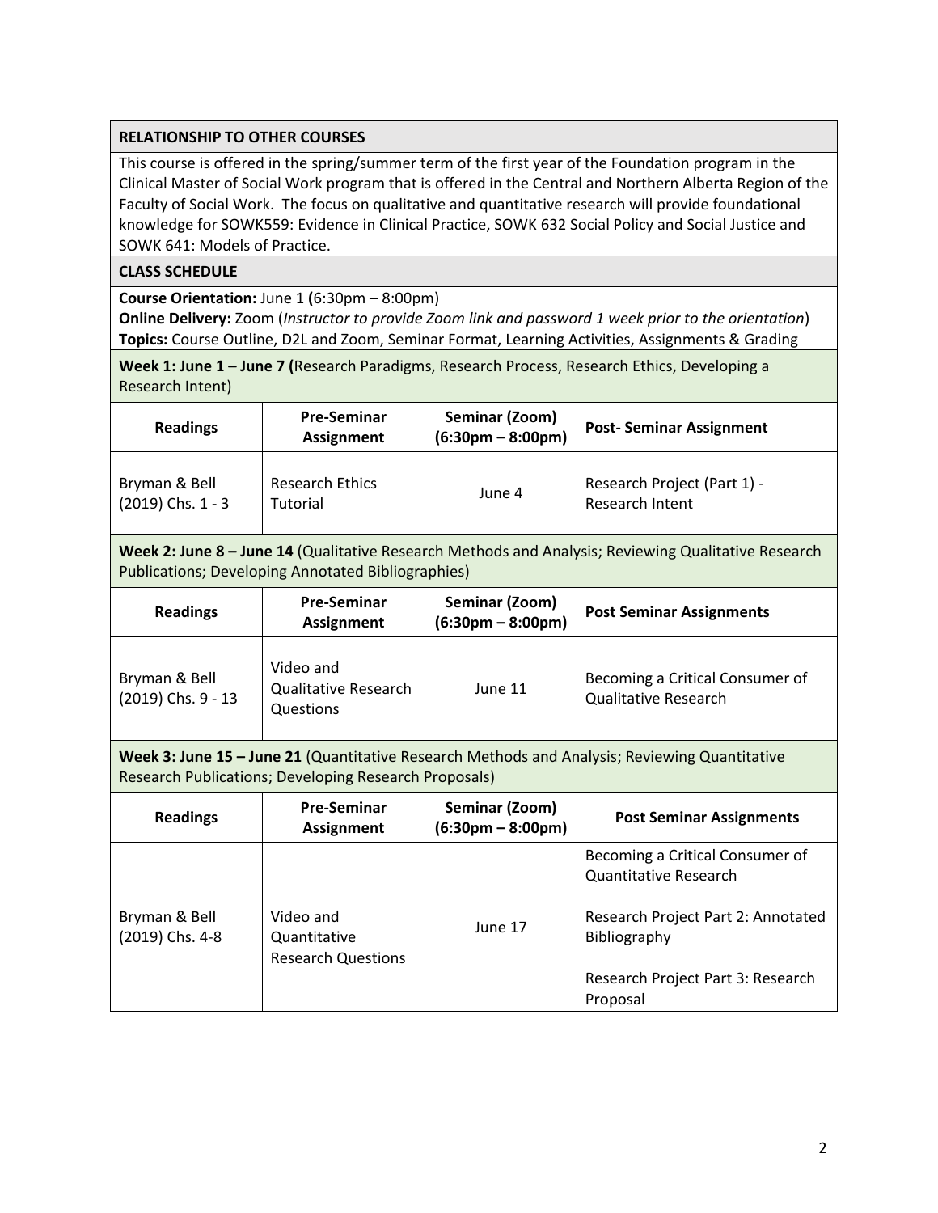## RELATIONSHIP TO OTHER COURSES

This course is offered in the spring/summer term of the first year of the Foundation program in the Clinical Master of Social Work program that is offered in the Central and Northern Alberta Region of the Faculty of Social Work. The focus on qualitative and quantitative research will provide foundational knowledge for SOWK559: Evidence in Clinical Practice, SOWK 632 Social Policy and Social Justice and SOWK 641: Models of Practice.

## CLASS SCHEDULE

**Course Orientation:** June 1 **(**6:30pm – 8:00pm)
**Online Delivery:** Zoom (*Instructor to provide Zoom link and password 1 week prior to the orientation*)
**Topics:** Course Outline, D2L and Zoom, Seminar Format, Learning Activities, Assignments & Grading

**Week 1: June 1 – June 7 (**Research Paradigms, Research Process, Research Ethics, Developing a Research Intent)

| Readings | Pre-Seminar Assignment | Seminar (Zoom) (6:30pm – 8:00pm) | Post- Seminar Assignment |
|---|---|---|---|
| Bryman & Bell (2019) Chs. 1 - 3 | Research Ethics Tutorial | June 4 | Research Project (Part 1) - Research Intent |

**Week 2: June 8 – June 14** (Qualitative Research Methods and Analysis; Reviewing Qualitative Research Publications; Developing Annotated Bibliographies)

| Readings | Pre-Seminar Assignment | Seminar (Zoom) (6:30pm – 8:00pm) | Post Seminar Assignments |
|---|---|---|---|
| Bryman & Bell (2019) Chs. 9 - 13 | Video and Qualitative Research Questions | June 11 | Becoming a Critical Consumer of Qualitative Research |

**Week 3: June 15 – June 21** (Quantitative Research Methods and Analysis; Reviewing Quantitative Research Publications; Developing Research Proposals)

| Readings | Pre-Seminar Assignment | Seminar (Zoom) (6:30pm – 8:00pm) | Post Seminar Assignments |
|---|---|---|---|
| Bryman & Bell (2019) Chs. 4-8 | Video and Quantitative Research Questions | June 17 | Becoming a Critical Consumer of Quantitative Research<br><br>Research Project Part 2: Annotated Bibliography<br><br>Research Project Part 3: Research Proposal |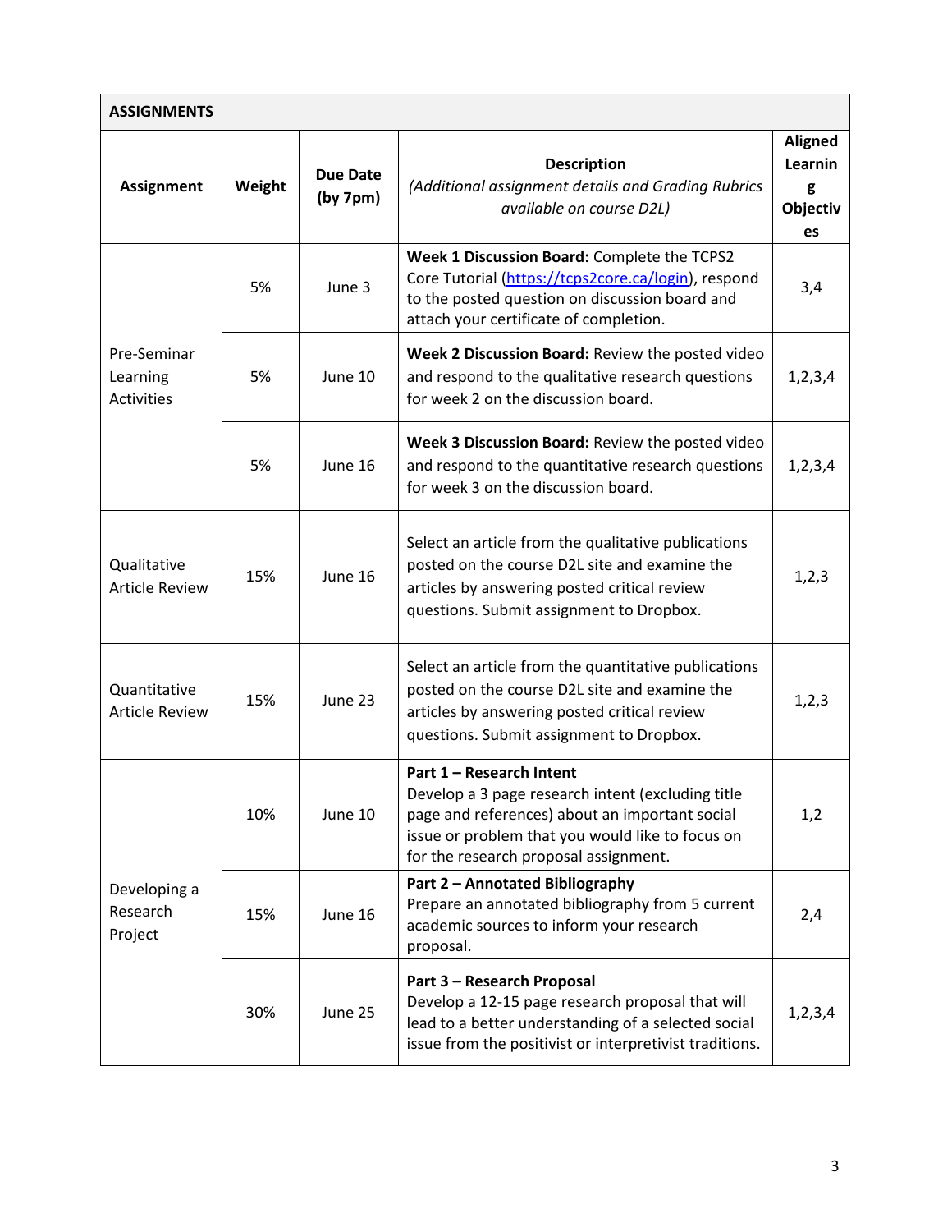| ASSIGNMENTS | | | | |
|---|---|---|---|---|
| **Assignment** | **Weight** | **Due Date (by 7pm)** | **Description** *(Additional assignment details and Grading Rubrics available on course D2L)* | **Aligned Learning Objectives** |
| Pre-Seminar Learning Activities | 5% | June 3 | **Week 1 Discussion Board:** Complete the TCPS2 Core Tutorial (https://tcps2core.ca/login), respond to the posted question on discussion board and attach your certificate of completion. | 3,4 |
| | 5% | June 10 | **Week 2 Discussion Board:** Review the posted video and respond to the qualitative research questions for week 2 on the discussion board. | 1,2,3,4 |
| | 5% | June 16 | **Week 3 Discussion Board:** Review the posted video and respond to the quantitative research questions for week 3 on the discussion board. | 1,2,3,4 |
| Qualitative Article Review | 15% | June 16 | Select an article from the qualitative publications posted on the course D2L site and examine the articles by answering posted critical review questions. Submit assignment to Dropbox. | 1,2,3 |
| Quantitative Article Review | 15% | June 23 | Select an article from the quantitative publications posted on the course D2L site and examine the articles by answering posted critical review questions. Submit assignment to Dropbox. | 1,2,3 |
| Developing a Research Project | 10% | June 10 | **Part 1 – Research Intent** Develop a 3 page research intent (excluding title page and references) about an important social issue or problem that you would like to focus on for the research proposal assignment. | 1,2 |
| | 15% | June 16 | **Part 2 – Annotated Bibliography** Prepare an annotated bibliography from 5 current academic sources to inform your research proposal. | 2,4 |
| | 30% | June 25 | **Part 3 – Research Proposal** Develop a 12-15 page research proposal that will lead to a better understanding of a selected social issue from the positivist or interpretivist traditions. | 1,2,3,4 |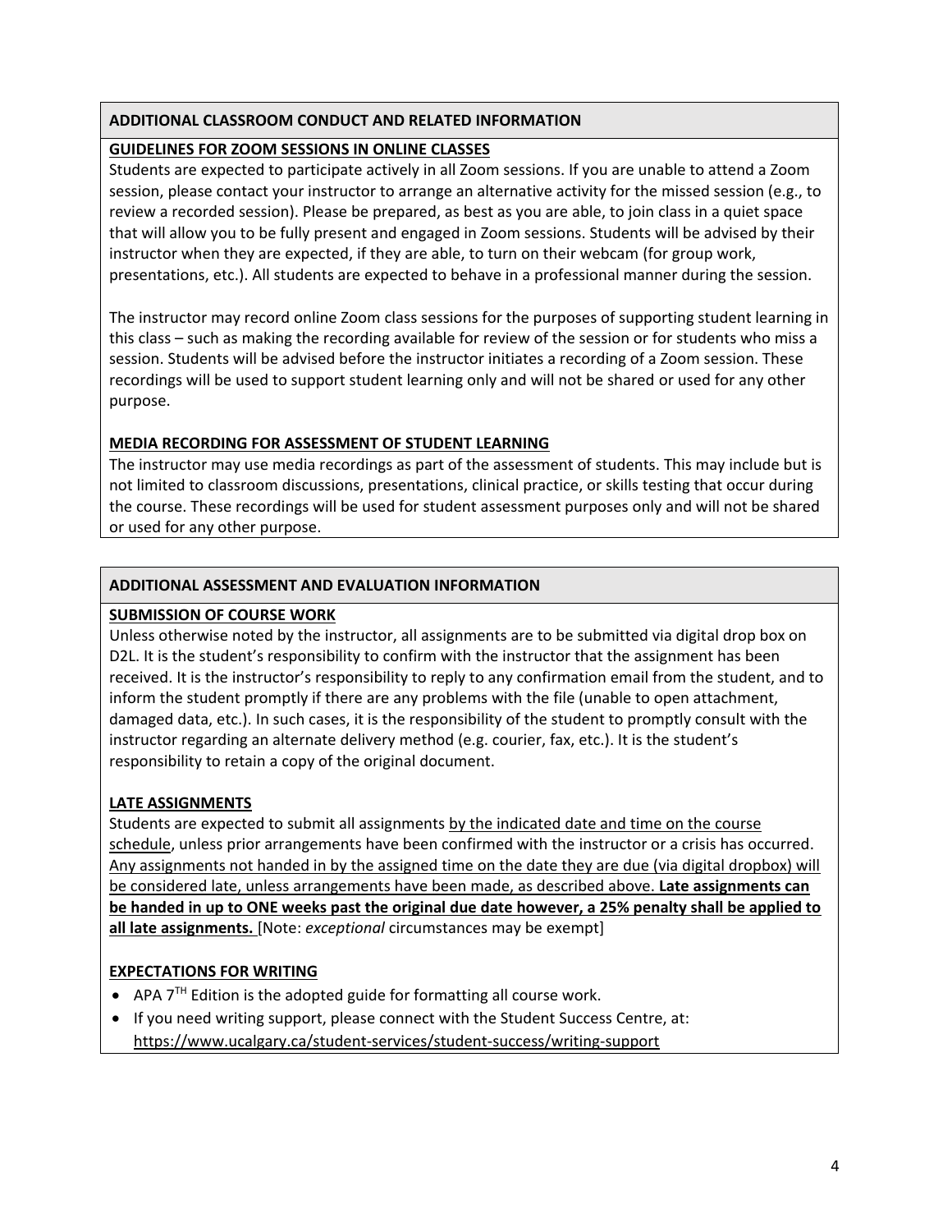## ADDITIONAL CLASSROOM CONDUCT AND RELATED INFORMATION

### GUIDELINES FOR ZOOM SESSIONS IN ONLINE CLASSES

Students are expected to participate actively in all Zoom sessions. If you are unable to attend a Zoom session, please contact your instructor to arrange an alternative activity for the missed session (e.g., to review a recorded session). Please be prepared, as best as you are able, to join class in a quiet space that will allow you to be fully present and engaged in Zoom sessions. Students will be advised by their instructor when they are expected, if they are able, to turn on their webcam (for group work, presentations, etc.). All students are expected to behave in a professional manner during the session.

The instructor may record online Zoom class sessions for the purposes of supporting student learning in this class – such as making the recording available for review of the session or for students who miss a session. Students will be advised before the instructor initiates a recording of a Zoom session. These recordings will be used to support student learning only and will not be shared or used for any other purpose.

### MEDIA RECORDING FOR ASSESSMENT OF STUDENT LEARNING

The instructor may use media recordings as part of the assessment of students. This may include but is not limited to classroom discussions, presentations, clinical practice, or skills testing that occur during the course. These recordings will be used for student assessment purposes only and will not be shared or used for any other purpose.

## ADDITIONAL ASSESSMENT AND EVALUATION INFORMATION

### SUBMISSION OF COURSE WORK

Unless otherwise noted by the instructor, all assignments are to be submitted via digital drop box on D2L. It is the student's responsibility to confirm with the instructor that the assignment has been received. It is the instructor's responsibility to reply to any confirmation email from the student, and to inform the student promptly if there are any problems with the file (unable to open attachment, damaged data, etc.). In such cases, it is the responsibility of the student to promptly consult with the instructor regarding an alternate delivery method (e.g. courier, fax, etc.). It is the student's responsibility to retain a copy of the original document.

### LATE ASSIGNMENTS

Students are expected to submit all assignments by the indicated date and time on the course schedule, unless prior arrangements have been confirmed with the instructor or a crisis has occurred. Any assignments not handed in by the assigned time on the date they are due (via digital dropbox) will be considered late, unless arrangements have been made, as described above. **Late assignments can be handed in up to ONE weeks past the original due date however, a 25% penalty shall be applied to all late assignments.** [Note: *exceptional* circumstances may be exempt]

### EXPECTATIONS FOR WRITING

- APA 7$^{TH}$ Edition is the adopted guide for formatting all course work.
- If you need writing support, please connect with the Student Success Centre, at: https://www.ucalgary.ca/student-services/student-success/writing-support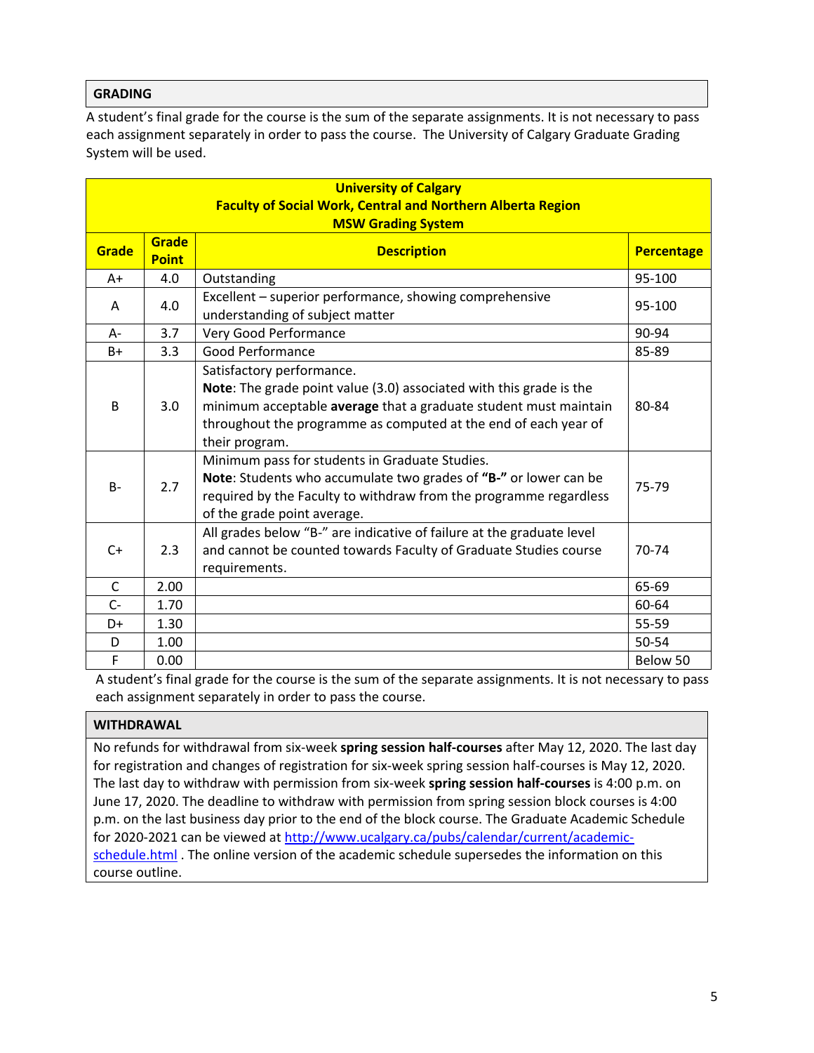## GRADING

A student's final grade for the course is the sum of the separate assignments. It is not necessary to pass each assignment separately in order to pass the course. The University of Calgary Graduate Grading System will be used.

| **University of Calgary<br>Faculty of Social Work, Central and Northern Alberta Region<br>MSW Grading System** | | | |
|---|---|---|---|
| **Grade** | **Grade Point** | **Description** | **Percentage** |
| A+ | 4.0 | Outstanding | 95-100 |
| A | 4.0 | Excellent – superior performance, showing comprehensive understanding of subject matter | 95-100 |
| A- | 3.7 | Very Good Performance | 90-94 |
| B+ | 3.3 | Good Performance | 85-89 |
| B | 3.0 | Satisfactory performance.<br>**Note**: The grade point value (3.0) associated with this grade is the minimum acceptable **average** that a graduate student must maintain throughout the programme as computed at the end of each year of their program. | 80-84 |
| B- | 2.7 | Minimum pass for students in Graduate Studies.<br>**Note**: Students who accumulate two grades of **"B-"** or lower can be required by the Faculty to withdraw from the programme regardless of the grade point average. | 75-79 |
| C+ | 2.3 | All grades below "B-" are indicative of failure at the graduate level and cannot be counted towards Faculty of Graduate Studies course requirements. | 70-74 |
| C | 2.00 | | 65-69 |
| C- | 1.70 | | 60-64 |
| D+ | 1.30 | | 55-59 |
| D | 1.00 | | 50-54 |
| F | 0.00 | | Below 50 |

A student's final grade for the course is the sum of the separate assignments. It is not necessary to pass each assignment separately in order to pass the course.

## WITHDRAWAL

No refunds for withdrawal from six-week **spring session half-courses** after May 12, 2020. The last day for registration and changes of registration for six-week spring session half-courses is May 12, 2020. The last day to withdraw with permission from six-week **spring session half-courses** is 4:00 p.m. on June 17, 2020. The deadline to withdraw with permission from spring session block courses is 4:00 p.m. on the last business day prior to the end of the block course. The Graduate Academic Schedule for 2020-2021 can be viewed at [http://www.ucalgary.ca/pubs/calendar/current/academic-schedule.html](http://www.ucalgary.ca/pubs/calendar/current/academic-schedule.html) . The online version of the academic schedule supersedes the information on this course outline.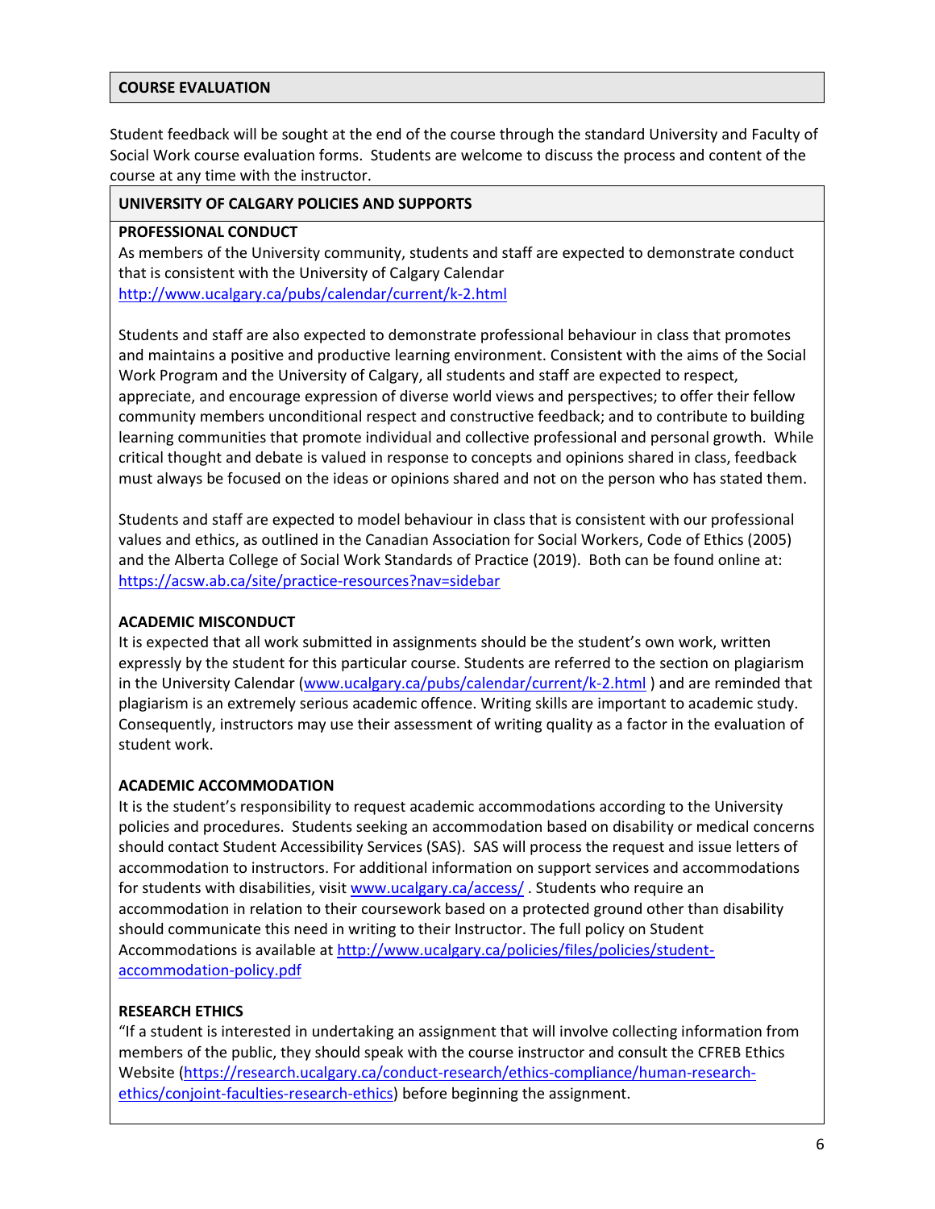## COURSE EVALUATION

Student feedback will be sought at the end of the course through the standard University and Faculty of Social Work course evaluation forms. Students are welcome to discuss the process and content of the course at any time with the instructor.

## UNIVERSITY OF CALGARY POLICIES AND SUPPORTS

### PROFESSIONAL CONDUCT

As members of the University community, students and staff are expected to demonstrate conduct that is consistent with the University of Calgary Calendar http://www.ucalgary.ca/pubs/calendar/current/k-2.html

Students and staff are also expected to demonstrate professional behaviour in class that promotes and maintains a positive and productive learning environment. Consistent with the aims of the Social Work Program and the University of Calgary, all students and staff are expected to respect, appreciate, and encourage expression of diverse world views and perspectives; to offer their fellow community members unconditional respect and constructive feedback; and to contribute to building learning communities that promote individual and collective professional and personal growth. While critical thought and debate is valued in response to concepts and opinions shared in class, feedback must always be focused on the ideas or opinions shared and not on the person who has stated them.

Students and staff are expected to model behaviour in class that is consistent with our professional values and ethics, as outlined in the Canadian Association for Social Workers, Code of Ethics (2005) and the Alberta College of Social Work Standards of Practice (2019). Both can be found online at: https://acsw.ab.ca/site/practice-resources?nav=sidebar

### ACADEMIC MISCONDUCT

It is expected that all work submitted in assignments should be the student's own work, written expressly by the student for this particular course. Students are referred to the section on plagiarism in the University Calendar (www.ucalgary.ca/pubs/calendar/current/k-2.html ) and are reminded that plagiarism is an extremely serious academic offence. Writing skills are important to academic study. Consequently, instructors may use their assessment of writing quality as a factor in the evaluation of student work.

### ACADEMIC ACCOMMODATION

It is the student's responsibility to request academic accommodations according to the University policies and procedures. Students seeking an accommodation based on disability or medical concerns should contact Student Accessibility Services (SAS). SAS will process the request and issue letters of accommodation to instructors. For additional information on support services and accommodations for students with disabilities, visit www.ucalgary.ca/access/ . Students who require an accommodation in relation to their coursework based on a protected ground other than disability should communicate this need in writing to their Instructor. The full policy on Student Accommodations is available at http://www.ucalgary.ca/policies/files/policies/student-accommodation-policy.pdf

### RESEARCH ETHICS

"If a student is interested in undertaking an assignment that will involve collecting information from members of the public, they should speak with the course instructor and consult the CFREB Ethics Website (https://research.ucalgary.ca/conduct-research/ethics-compliance/human-research-ethics/conjoint-faculties-research-ethics) before beginning the assignment.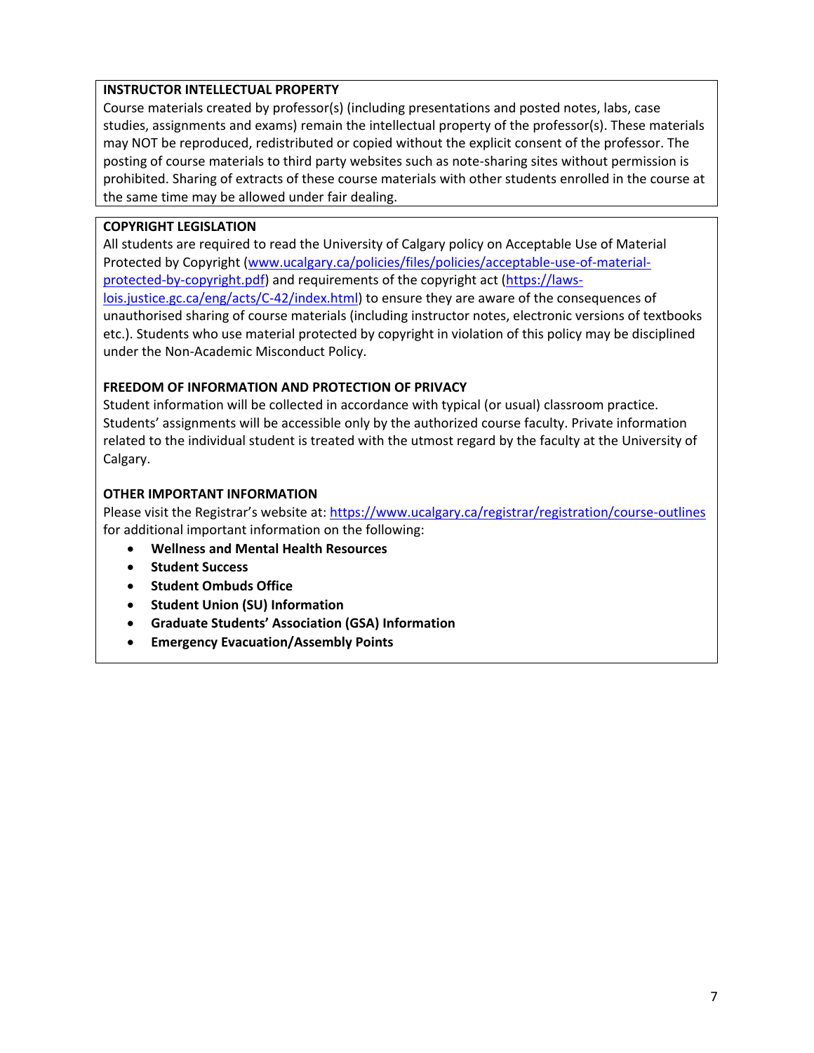**INSTRUCTOR INTELLECTUAL PROPERTY**

Course materials created by professor(s) (including presentations and posted notes, labs, case studies, assignments and exams) remain the intellectual property of the professor(s). These materials may NOT be reproduced, redistributed or copied without the explicit consent of the professor. The posting of course materials to third party websites such as note-sharing sites without permission is prohibited. Sharing of extracts of these course materials with other students enrolled in the course at the same time may be allowed under fair dealing.

**COPYRIGHT LEGISLATION**

All students are required to read the University of Calgary policy on Acceptable Use of Material Protected by Copyright (www.ucalgary.ca/policies/files/policies/acceptable-use-of-material-protected-by-copyright.pdf) and requirements of the copyright act (https://laws-lois.justice.gc.ca/eng/acts/C-42/index.html) to ensure they are aware of the consequences of unauthorised sharing of course materials (including instructor notes, electronic versions of textbooks etc.). Students who use material protected by copyright in violation of this policy may be disciplined under the Non-Academic Misconduct Policy.

**FREEDOM OF INFORMATION AND PROTECTION OF PRIVACY**

Student information will be collected in accordance with typical (or usual) classroom practice. Students' assignments will be accessible only by the authorized course faculty. Private information related to the individual student is treated with the utmost regard by the faculty at the University of Calgary.

**OTHER IMPORTANT INFORMATION**

Please visit the Registrar's website at: https://www.ucalgary.ca/registrar/registration/course-outlines for additional important information on the following:

- **Wellness and Mental Health Resources**
- **Student Success**
- **Student Ombuds Office**
- **Student Union (SU) Information**
- **Graduate Students' Association (GSA) Information**
- **Emergency Evacuation/Assembly Points**